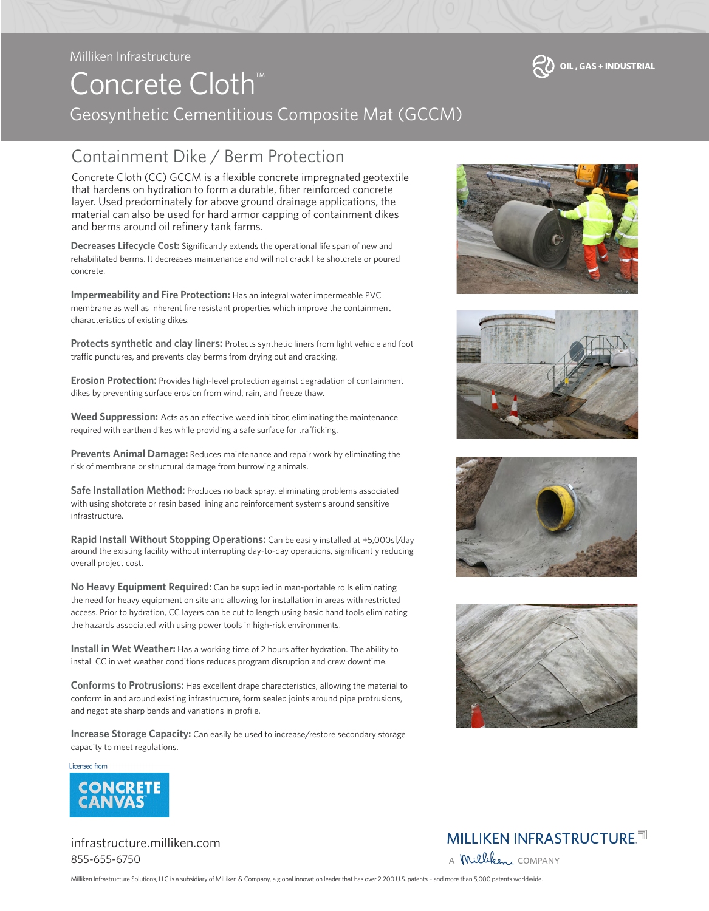Milliken Infrastructure

# Concrete Cloth™

Geosynthetic Cementitious Composite Mat (GCCM)

OIL, GAS + INDUSTRIAL

## Containment Dike / Berm Protection

Concrete Cloth (CC) GCCM is a flexible concrete impregnated geotextile that hardens on hydration to form a durable, fiber reinforced concrete layer. Used predominately for above ground drainage applications, the material can also be used for hard armor capping of containment dikes and berms around oil refinery tank farms.

**Decreases Lifecycle Cost:** Significantly extends the operational life span of new and rehabilitated berms. It decreases maintenance and will not crack like shotcrete or poured concrete.

**Impermeability and Fire Protection:** Has an integral water impermeable PVC membrane as well as inherent fire resistant properties which improve the containment characteristics of existing dikes.

**Protects synthetic and clay liners:** Protects synthetic liners from light vehicle and foot traffic punctures, and prevents clay berms from drying out and cracking.

**Erosion Protection:** Provides high-level protection against degradation of containment dikes by preventing surface erosion from wind, rain, and freeze thaw.

**Weed Suppression:** Acts as an effective weed inhibitor, eliminating the maintenance required with earthen dikes while providing a safe surface for trafficking.

**Prevents Animal Damage:** Reduces maintenance and repair work by eliminating the risk of membrane or structural damage from burrowing animals.

**Safe Installation Method:** Produces no back spray, eliminating problems associated with using shotcrete or resin based lining and reinforcement systems around sensitive infrastructure.

**Rapid Install Without Stopping Operations:** Can be easily installed at +5,000sf/day around the existing facility without interrupting day-to-day operations, significantly reducing overall project cost.

**No Heavy Equipment Required:** Can be supplied in man-portable rolls eliminating the need for heavy equipment on site and allowing for installation in areas with restricted access. Prior to hydration, CC layers can be cut to length using basic hand tools eliminating the hazards associated with using power tools in high-risk environments.

**Install in Wet Weather:** Has a working time of 2 hours after hydration. The ability to install CC in wet weather conditions reduces program disruption and crew downtime.

**Conforms to Protrusions:** Has excellent drape characteristics, allowing the material to conform in and around existing infrastructure, form sealed joints around pipe protrusions, and negotiate sharp bends and variations in profile.

**Increase Storage Capacity:** Can easily be used to increase/restore secondary storage capacity to meet regulations.

Licensed from

CONCRETE CANVAS

infrastructure.milliken.com
855-655-6750

MILLIKEN INFRASTRUCTURE
A Milliken COMPANY

Milliken Infrastructure Solutions, LLC is a subsidiary of Milliken & Company, a global innovation leader that has over 2,200 U.S. patents – and more than 5,000 patents worldwide.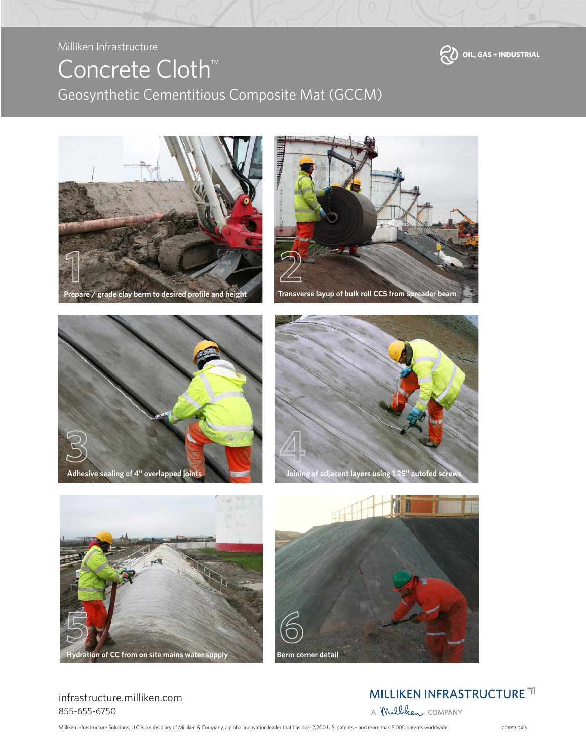Milliken Infrastructure

# Concrete Cloth™

## Geosynthetic Cementitious Composite Mat (GCCM)

OIL, GAS + INDUSTRIAL

1 Prepare / grade clay berm to desired profile and height

2 Transverse layup of bulk roll CC5 from spreader beam

3 Adhesive sealing of 4" overlapped joints

4 Joining of adjacent layers using 1.25" autofed screws

5 Hydration of CC from on site mains water supply

6 Berm corner detail

infrastructure.milliken.com
855-655-6750

MILLIKEN INFRASTRUCTURE
A Milliken COMPANY

Milliken Infrastructure Solutions, LLC is a subsidiary of Milliken & Company, a global innovation leader that has over 2,200 U.S. patents – and more than 5,000 patents worldwide.

CC1019-0416